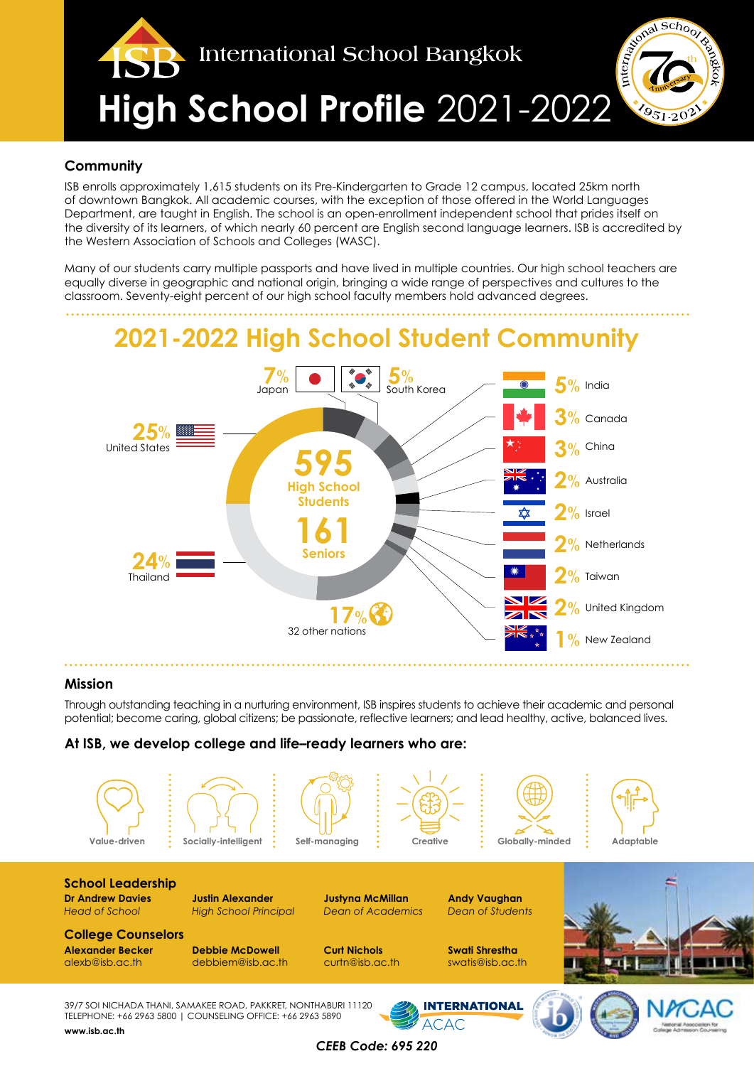# International School Bangkok

# High School Profile 2021-2022

## Community

ISB enrolls approximately 1,615 students on its Pre-Kindergarten to Grade 12 campus, located 25km north of downtown Bangkok. All academic courses, with the exception of those offered in the World Languages Department, are taught in English. The school is an open-enrollment independent school that prides itself on the diversity of its learners, of which nearly 60 percent are English second language learners. ISB is accredited by the Western Association of Schools and Colleges (WASC).

Many of our students carry multiple passports and have lived in multiple countries. Our high school teachers are equally diverse in geographic and national origin, bringing a wide range of perspectives and cultures to the classroom. Seventy-eight percent of our high school faculty members hold advanced degrees.

## 2021-2022 High School Student Community

**595** High School Students

**161** Seniors

- 25% United States
- 24% Thailand
- 7% Japan
- 5% South Korea
- 5% India
- 3% Canada
- 3% China
- 2% Australia
- 2% Israel
- 2% Netherlands
- 2% Taiwan
- 2% United Kingdom
- 1% New Zealand
- 17% 32 other nations

## Mission

Through outstanding teaching in a nurturing environment, ISB inspires students to achieve their academic and personal potential; become caring, global citizens; be passionate, reflective learners; and lead healthy, active, balanced lives.

### At ISB, we develop college and life–ready learners who are:

- Value-driven
- Socially-intelligent
- Self-managing
- Creative
- Globally-minded
- Adaptable

## School Leadership

- **Dr Andrew Davies** — *Head of School*
- **Justin Alexander** — *High School Principal*
- **Justyna McMillan** — *Dean of Academics*
- **Andy Vaughan** — *Dean of Students*

## College Counselors

- **Alexander Becker** — alexb@isb.ac.th
- **Debbie McDowell** — debbiem@isb.ac.th
- **Curt Nichols** — curtn@isb.ac.th
- **Swati Shrestha** — swatis@isb.ac.th

39/7 SOI NICHADA THANI, SAMAKEE ROAD, PAKKRET, NONTHABURI 11120
TELEPHONE: +66 2963 5800 | COUNSELING OFFICE: +66 2963 5890
**www.isb.ac.th**

*CEEB Code: 695 220*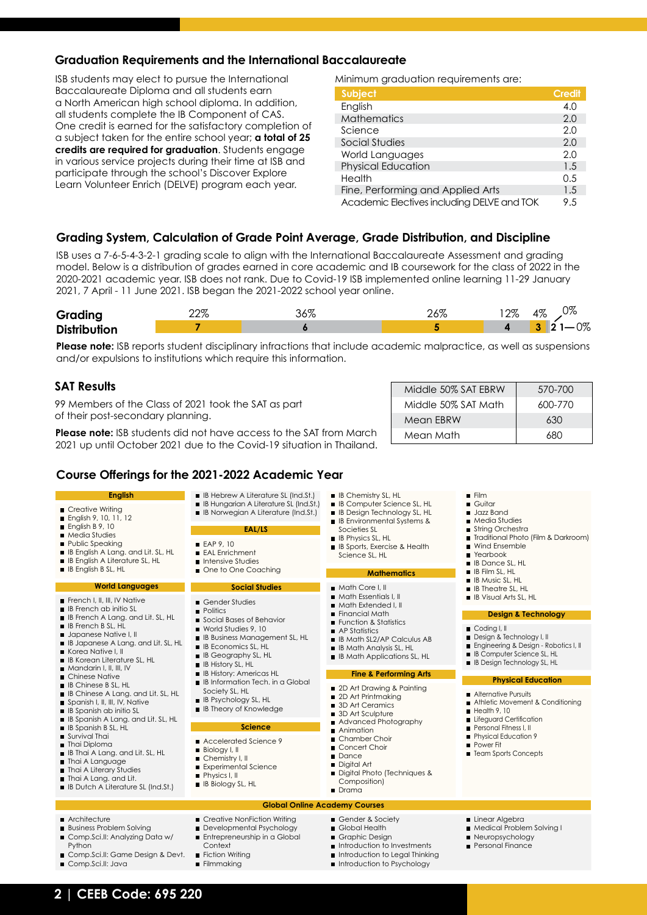## Graduation Requirements and the International Baccalaureate

ISB students may elect to pursue the International Baccalaureate Diploma and all students earn a North American high school diploma. In addition, all students complete the IB Component of CAS. One credit is earned for the satisfactory completion of a subject taken for the entire school year; **a total of 25 credits are required for graduation**. Students engage in various service projects during their time at ISB and participate through the school's Discover Explore Learn Volunteer Enrich (DELVE) program each year.

Minimum graduation requirements are:

| Subject | Credit |
|---|---|
| English | 4.0 |
| Mathematics | 2.0 |
| Science | 2.0 |
| Social Studies | 2.0 |
| World Languages | 2.0 |
| Physical Education | 1.5 |
| Health | 0.5 |
| Fine, Performing and Applied Arts | 1.5 |
| Academic Electives including DELVE and TOK | 9.5 |

## Grading System, Calculation of Grade Point Average, Grade Distribution, and Discipline

ISB uses a 7-6-5-4-3-2-1 grading scale to align with the International Baccalaureate Assessment and grading model. Below is a distribution of grades earned in core academic and IB coursework for the class of 2022 in the 2020-2021 academic year. ISB does not rank. Due to Covid-19 ISB implemented online learning 11-29 January 2021, 7 April - 11 June 2021. ISB began the 2021-2022 school year online.

**Grading Distribution**

| Grade | 7 | 6 | 5 | 4 | 3 | 2 | 1 |
|---|---|---|---|---|---|---|---|
| % | 22% | 36% | 26% | 12% | 4% | 0% | 0% |

**Please note:** ISB reports student disciplinary infractions that include academic malpractice, as well as suspensions and/or expulsions to institutions which require this information.

## SAT Results

99 Members of the Class of 2021 took the SAT as part of their post-secondary planning.

**Please note:** ISB students did not have access to the SAT from March 2021 up until October 2021 due to the Covid-19 situation in Thailand.

| | |
|---|---|
| Middle 50% SAT EBRW | 570-700 |
| Middle 50% SAT Math | 600-770 |
| Mean EBRW | 630 |
| Mean Math | 680 |

## Course Offerings for the 2021-2022 Academic Year

### English

- Creative Writing
- English 9, 10, 11, 12
- English B 9, 10
- Media Studies
- Public Speaking
- IB English A Lang. and Lit. SL, HL
- IB English A Literature SL, HL
- IB English B SL, HL

### World Languages

- French I, II, III, IV Native
- IB French ab initio SL
- IB French A Lang. and Lit. SL, HL
- IB French B SL, HL
- Japanese Native I, II
- IB Japanese A Lang. and Lit. SL, HL
- Korea Native I, II
- IB Korean Literature SL, HL
- Mandarin I, II, III, IV
- Chinese Native
- IB Chinese B SL, HL
- IB Chinese A Lang. and Lit. SL, HL
- Spanish I, II, III, IV, Native
- IB Spanish ab initio SL
- IB Spanish A Lang. and Lit. SL, HL
- IB Spanish B SL, HL
- Survival Thai
- Thai Diploma
- IB Thai A Lang. and Lit. SL, HL
- Thai A Language
- Thai A Literary Studies
- Thai A Lang. and Lit.
- IB Dutch A Literature SL (Ind.St.)
- IB Hebrew A Literature SL (Ind.St.)
- IB Hungarian A Literature SL (Ind.St.)
- IB Norwegian A Literature (Ind.St.)

### EAL/LS

- EAP 9, 10
- EAL Enrichment
- Intensive Studies
- One to One Coaching

### Social Studies

- Gender Studies
- Politics
- Social Bases of Behavior
- World Studies 9, 10
- IB Business Management SL, HL
- IB Economics SL, HL
- IB Geography SL, HL
- IB History SL, HL
- IB History: Americas HL
- IB Information Tech. in a Global Society SL, HL
- IB Psychology SL, HL
- IB Theory of Knowledge

### Science

- Accelerated Science 9
- Biology I, II
- Chemistry I, II
- Experimental Science
- Physics I, II
- IB Biology SL, HL
- IB Chemistry SL, HL
- IB Computer Science SL, HL
- IB Design Technology SL, HL
- IB Environmental Systems & Societies SL
- IB Physics SL, HL
- IB Sports, Exercise & Health Science SL, HL

### Mathematics

- Math Core I, II
- Math Essentials I, II
- Math Extended I, II
- Financial Math
- Function & Statistics
- AP Statistics
- IB Math SL2/AP Calculus AB
- IB Math Analysis SL, HL
- IB Math Applications SL, HL

### Fine & Performing Arts

- 2D Art Drawing & Painting
- 2D Art Printmaking
- 3D Art Ceramics
- 3D Art Sculpture
- Advanced Photography
- Animation
- Chamber Choir
- Concert Choir
- Dance
- Digital Art
- Digital Photo (Techniques & Composition)
- Drama
- Film
- Guitar
- Jazz Band
- Media Studies
- String Orchestra
- Traditional Photo (Film & Darkroom)
- Wind Ensemble
- Yearbook
- IB Dance SL, HL
- IB Film SL, HL
- IB Music SL, HL
- IB Theatre SL, HL
- IB Visual Arts SL, HL

### Design & Technology

- Coding I, II
- Design & Technology I, II
- Engineering & Design - Robotics I, II
- IB Computer Science SL, HL
- IB Design Technology SL, HL

### Physical Education

- Alternative Pursuits
- Athletic Movement & Conditioning
- Health 9, 10
- Lifeguard Certification
- Personal Fitness I, II
- Physical Education 9
- Power Fit
- Team Sports Concepts

### Global Online Academy Courses

- Architecture
- Business Problem Solving
- Comp.Sci.II: Analyzing Data w/ Python
- Comp.Sci.II: Game Design & Devt.
- Comp.Sci.II: Java
- Creative NonFiction Writing
- Developmental Psychology
- Entrepreneurship in a Global Context
- Fiction Writing
- Filmmaking
- Gender & Society
- Global Health
- Graphic Design
- Introduction to Investments
- Introduction to Legal Thinking
- Introduction to Psychology
- Linear Algebra
- Medical Problem Solving I
- Neuropsychology
- Personal Finance

**CEEB Code: 695 220**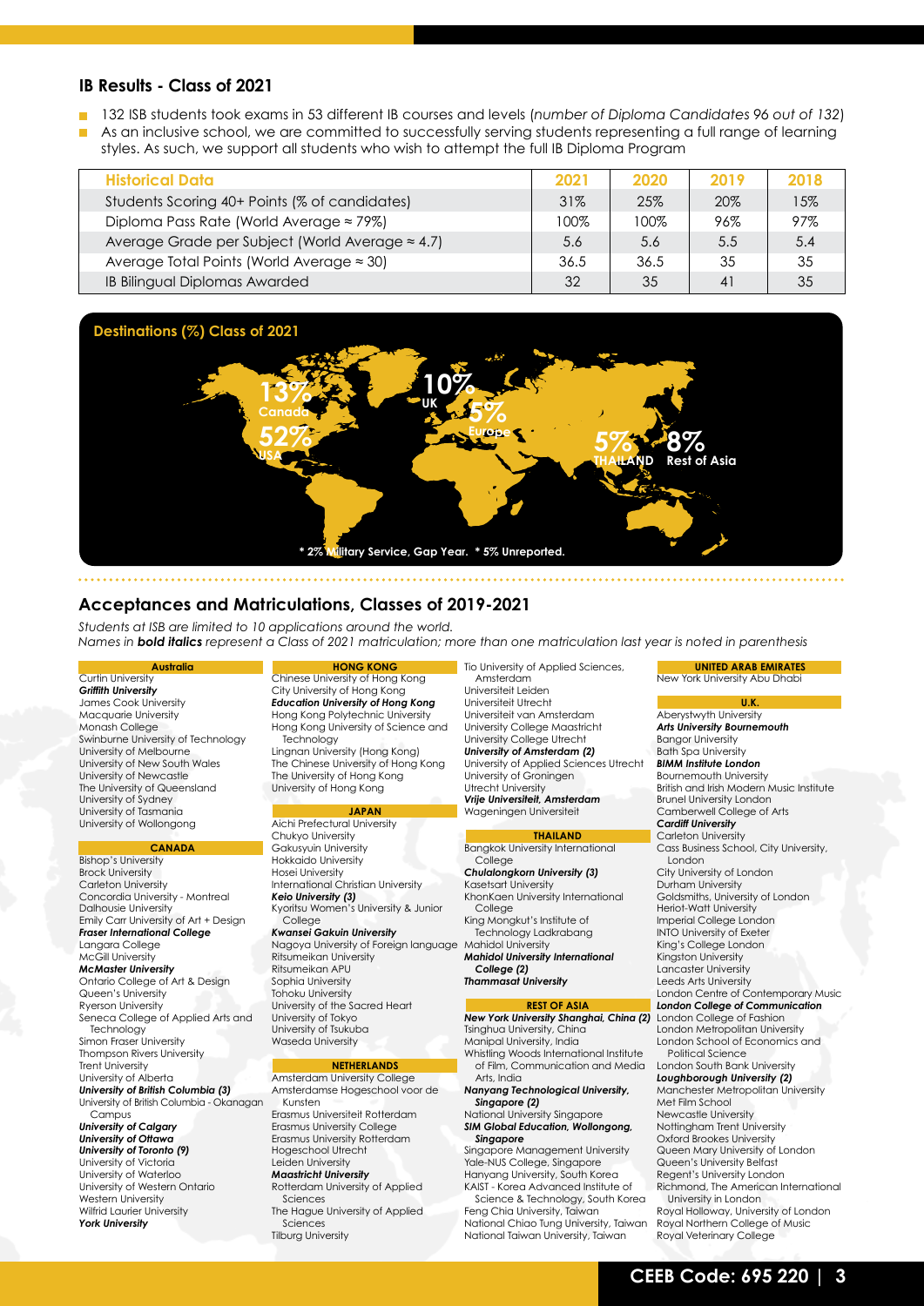## IB Results - Class of 2021

- 132 ISB students took exams in 53 different IB courses and levels (*number of Diploma Candidates 96 out of 132*)
- As an inclusive school, we are committed to successfully serving students representing a full range of learning styles. As such, we support all students who wish to attempt the full IB Diploma Program

| Historical Data | 2021 | 2020 | 2019 | 2018 |
|---|---|---|---|---|
| Students Scoring 40+ Points (% of candidates) | 31% | 25% | 20% | 15% |
| Diploma Pass Rate (World Average ≈ 79%) | 100% | 100% | 96% | 97% |
| Average Grade per Subject (World Average ≈ 4.7) | 5.6 | 5.6 | 5.5 | 5.4 |
| Average Total Points (World Average ≈ 30) | 36.5 | 36.5 | 35 | 35 |
| IB Bilingual Diplomas Awarded | 32 | 35 | 41 | 35 |

### Destinations (%) Class of 2021

- 13% Canada
- 52% USA
- 10% UK
- 5% Europe
- 5% THAILAND
- 8% Rest of Asia

\* 2% Military Service, Gap Year. \* 5% Unreported.

## Acceptances and Matriculations, Classes of 2019-2021

*Students at ISB are limited to 10 applications around the world.*
*Names in **bold italics** represent a Class of 2021 matriculation; more than one matriculation last year is noted in parenthesis*

**Australia**
Curtin University
***Griffith University***
James Cook University
Macquarie University
Monash College
Swinburne University of Technology
University of Melbourne
University of New South Wales
University of Newcastle
The University of Queensland
University of Sydney
University of Tasmania
University of Wollongong

**CANADA**
Bishop's University
Brock University
Carleton University
Concordia University - Montreal
Dalhousie University
Emily Carr University of Art + Design
***Fraser International College***
Langara College
McGill University
***McMaster University***
Ontario College of Art & Design
Queen's University
Ryerson University
Seneca College of Applied Arts and Technology
Simon Fraser University
Thompson Rivers University
Trent University
University of Alberta
***University of British Columbia (3)***
University of British Columbia - Okanagan Campus
***University of Calgary***
***University of Ottawa***
***University of Toronto (9)***
University of Victoria
University of Waterloo
University of Western Ontario
Western University
Wilfrid Laurier University
***York University***

**HONG KONG**
Chinese University of Hong Kong
City University of Hong Kong
***Education University of Hong Kong***
Hong Kong Polytechnic University
Hong Kong University of Science and Technology
Lingnan University (Hong Kong)
The Chinese University of Hong Kong
The University of Hong Kong
University of Hong Kong

**JAPAN**
Aichi Prefectural University
Chukyo University
Gakusyuin University
Hokkaido University
Hosei University
International Christian University
***Keio University (3)***
Kyoritsu Women's University & Junior College
***Kwansei Gakuin University***
Nagoya University of Foreign language
Ritsumeikan University
Ritsumeikan APU
Sophia University
Tohoku University
University of the Sacred Heart
University of Tokyo
University of Tsukuba
Waseda University

**NETHERLANDS**
Amsterdam University College
Amsterdamse Hogeschool voor de Kunsten
Erasmus Universiteit Rotterdam
Erasmus University College
Erasmus University Rotterdam
Hogeschool Utrecht
Leiden University
***Maastricht University***
Rotterdam University of Applied Sciences
The Hague University of Applied Sciences
Tilburg University
Tio University of Applied Sciences, Amsterdam
Universiteit Leiden
Universiteit Utrecht
Universiteit van Amsterdam
University College Maastricht
University College Utrecht
***University of Amsterdam (2)***
University of Applied Sciences Utrecht
University of Groningen
Utrecht University
***Vrije Universiteit, Amsterdam***
Wageningen Universiteit

**THAILAND**
Bangkok University International College
***Chulalongkorn University (3)***
Kasetsart University
KhonKaen University International College
King Mongkut's Institute of Technology Ladkrabang
Mahidol University
***Mahidol University International College (2)***
***Thammasat University***

**REST OF ASIA**
***New York University Shanghai, China (2)***
Tsinghua University, China
Manipal University, India
Whistling Woods International Institute of Film, Communication and Media Arts, India
***Nanyang Technological University, Singapore (2)***
National University Singapore
***SIM Global Education, Wollongong, Singapore***
Singapore Management University
Yale-NUS College, Singapore
Hanyang University, South Korea
KAIST - Korea Advanced Institute of Science & Technology, South Korea
Feng Chia University, Taiwan
National Chiao Tung University, Taiwan
National Taiwan University, Taiwan

**UNITED ARAB EMIRATES**
New York University Abu Dhabi

**U.K.**
Aberystwyth University
***Arts University Bournemouth***
Bangor University
Bath Spa University
***BIMM Institute London***
Bournemouth University
British and Irish Modern Music Institute
Brunel University London
Camberwell College of Arts
***Cardiff University***
Carleton University
Cass Business School, City University, London
City University of London
Durham University
Goldsmiths, University of London
Heriot-Watt University
Imperial College London
INTO University of Exeter
King's College London
Kingston University
Lancaster University
Leeds Arts University
London Centre of Contemporary Music
***London College of Communication***
London College of Fashion
London Metropolitan University
London School of Economics and Political Science
London South Bank University
***Loughborough University (2)***
Manchester Metropolitan University
Met Film School
Newcastle University
Nottingham Trent University
Oxford Brookes University
Queen Mary University of London
Queen's University Belfast
Regent's University London
Richmond, The American International University in London
Royal Holloway, University of London
Royal Northern College of Music
Royal Veterinary College

**CEEB Code: 695 220**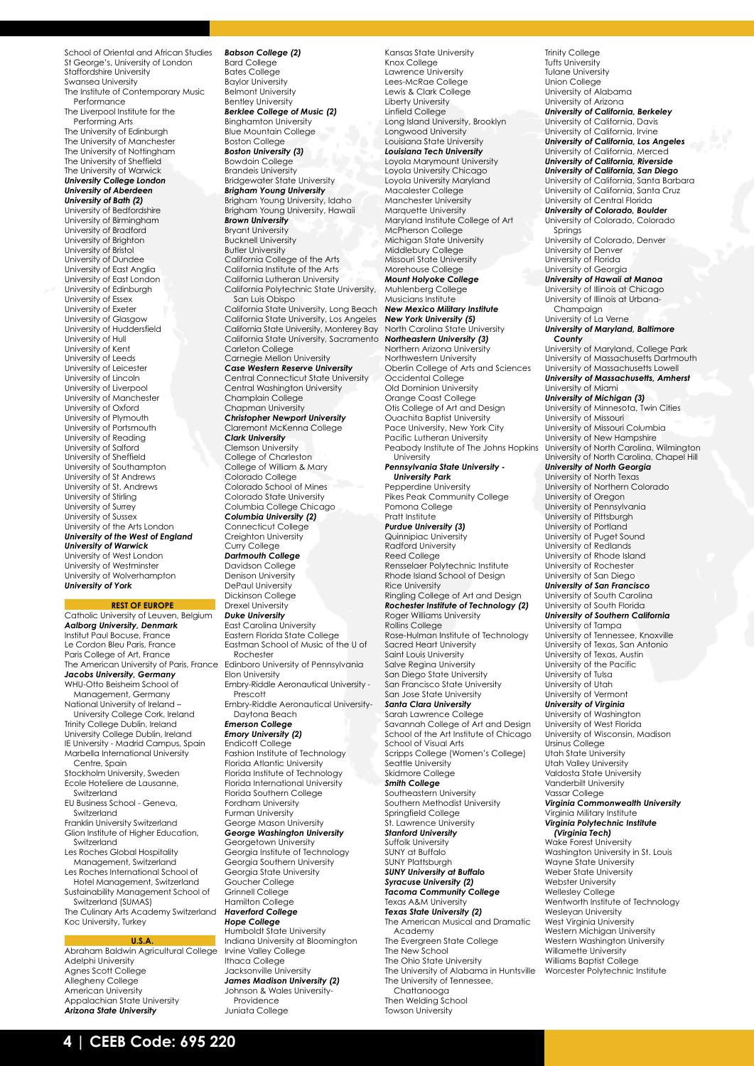School of Oriental and African Studies
St George's, University of London
Staffordshire University
Swansea University
The Institute of Contemporary Music Performance
The Liverpool Institute for the Performing Arts
The University of Edinburgh
The University of Manchester
The University of Nottingham
The University of Sheffield
The University of Warwick
***University College London***
***University of Aberdeen***
***University of Bath (2)***
University of Bedfordshire
University of Birmingham
University of Bradford
University of Brighton
University of Bristol
University of Dundee
University of East Anglia
University of East London
University of Edinburgh
University of Essex
University of Exeter
University of Glasgow
University of Huddersfield
University of Hull
University of Kent
University of Leeds
University of Leicester
University of Lincoln
University of Liverpool
University of Manchester
University of Oxford
University of Plymouth
University of Portsmouth
University of Reading
University of Salford
University of Sheffield
University of Southampton
University of St Andrews
University of St. Andrews
University of Stirling
University of Surrey
University of Sussex
University of the Arts London
***University of the West of England***
***University of Warwick***
University of West London
University of Westminster
University of Wolverhampton
***University of York***

## REST OF EUROPE

Catholic University of Leuven, Belgium
***Aalborg University, Denmark***
Institut Paul Bocuse, France
Le Cordon Bleu Paris, France
Paris College of Art, France
The American University of Paris, France
***Jacobs University, Germany***
WHU-Otto Beisheim School of Management, Germany
National University of Ireland – University College Cork, Ireland
Trinity College Dublin, Ireland
University College Dublin, Ireland
IE University - Madrid Campus, Spain
Marbella International University Centre, Spain
Stockholm University, Sweden
Ecole Hoteliere de Lausanne, Switzerland
EU Business School - Geneva, Switzerland
Franklin University Switzerland
Glion Institute of Higher Education, Switzerland
Les Roches Global Hospitality Management, Switzerland
Les Roches International School of Hotel Management, Switzerland
Sustainability Management School of Switzerland (SUMAS)
The Culinary Arts Academy Switzerland
Koc University, Turkey

## U.S.A.

Abraham Baldwin Agricultural College
Adelphi University
Agnes Scott College
Allegheny College
American University
Appalachian State University
***Arizona State University***
***Babson College (2)***
Bard College
Bates College
Baylor University
Belmont University
Bentley University
***Berklee College of Music (2)***
Binghamton University
Blue Mountain College
Boston College
***Boston University (3)***
Bowdoin College
Brandeis University
Bridgewater State University
***Brigham Young University***
Brigham Young University, Idaho
Brigham Young University, Hawaii
***Brown University***
Bryant University
Bucknell University
Butler University
California College of the Arts
California Institute of the Arts
California Lutheran University
California Polytechnic State University, San Luis Obispo
California State University, Long Beach
California State University, Los Angeles
California State University, Monterey Bay
California State University, Sacramento
Carleton College
Carnegie Mellon University
***Case Western Reserve University***
Central Connecticut State University
Central Washington University
Champlain College
Chapman University
***Christopher Newport University***
Claremont McKenna College
***Clark University***
Clemson University
College of Charleston
College of William & Mary
Colorado College
Colorado School of Mines
Colorado State University
Columbia College Chicago
***Columbia University (2)***
Connecticut College
Creighton University
Curry College
***Dartmouth College***
Davidson College
Denison University
DePaul University
Dickinson College
Drexel University
***Duke University***
East Carolina University
Eastern Florida State College
Eastman School of Music of the U of Rochester
Edinboro University of Pennsylvania
Elon University
Embry-Riddle Aeronautical University - Prescott
Embry-Riddle Aeronautical University- Daytona Beach
***Emerson College***
***Emory University (2)***
Endicott College
Fashion Institute of Technology
Florida Atlantic University
Florida Institute of Technology
Florida International University
Florida Southern College
Fordham University
Furman University
George Mason University
***George Washington University***
Georgetown University
Georgia Institute of Technology
Georgia Southern University
Georgia State University
Goucher College
Grinnell College
Hamilton College
***Haverford College***
***Hope College***
Humboldt State University
Indiana University at Bloomington
Irvine Valley College
Ithaca College
Jacksonville University
***James Madison University (2)***
Johnson & Wales University- Providence
Juniata College
Kansas State University
Knox College
Lawrence University
Lees-McRae College
Lewis & Clark College
Liberty University
Linfield College
Long Island University, Brooklyn
Longwood University
Louisiana State University
***Louisiana Tech University***
Loyola Marymount University
Loyola University Chicago
Loyola University Maryland
Macalester College
Manchester University
Marquette University
Maryland Institute College of Art
McPherson College
Michigan State University
Middlebury College
Missouri State University
Morehouse College
***Mount Holyoke College***
Muhlenberg College
Musicians Institute
***New Mexico Military Institute***
***New York University (5)***
North Carolina State University
***Northeastern University (3)***
Northern Arizona University
Northwestern University
Oberlin College of Arts and Sciences
Occidental College
Old Dominion University
Orange Coast College
Otis College of Art and Design
Ouachita Baptist University
Pace University, New York City
Pacific Lutheran University
Peabody Institute of The Johns Hopkins University
***Pennsylvania State University - University Park***
Pepperdine University
Pikes Peak Community College
Pomona College
Pratt Institute
***Purdue University (3)***
Quinnipiac University
Radford University
Reed College
Rensselaer Polytechnic Institute
Rhode Island School of Design
Rice University
Ringling College of Art and Design
***Rochester Institute of Technology (2)***
Roger Williams University
Rollins College
Rose-Hulman Institute of Technology
Sacred Heart University
Saint Louis University
Salve Regina University
San Diego State University
San Francisco State University
San Jose State University
***Santa Clara University***
Sarah Lawrence College
Savannah College of Art and Design
School of the Art Institute of Chicago
School of Visual Arts
Scripps College (Women's College)
Seattle University
Skidmore College
***Smith College***
Southeastern University
Southern Methodist University
Springfield College
St. Lawrence University
***Stanford University***
Suffolk University
SUNY at Buffalo
SUNY Plattsburgh
***SUNY University at Buffalo***
***Syracuse University (2)***
***Tacoma Community College***
Texas A&M University
***Texas State University (2)***
The American Musical and Dramatic Academy
The Evergreen State College
The New School
The Ohio State University
The University of Alabama in Huntsville
The University of Tennessee, Chattanooga
Then Welding School
Towson University
Trinity College
Tufts University
Tulane University
Union College
University of Alabama
University of Arizona
***University of California, Berkeley***
University of California, Davis
University of California, Irvine
***University of California, Los Angeles***
University of California, Merced
***University of California, Riverside***
***University of California, San Diego***
University of California, Santa Barbara
University of California, Santa Cruz
University of Central Florida
***University of Colorado, Boulder***
University of Colorado, Colorado Springs
University of Colorado, Denver
University of Denver
University of Florida
University of Georgia
***University of Hawaii at Manoa***
University of Illinois at Chicago
University of Illinois at Urbana-Champaign
University of La Verne
***University of Maryland, Baltimore County***
University of Maryland, College Park
University of Massachusetts Dartmouth
University of Massachusetts Lowell
***University of Massachusetts, Amherst***
University of Miami
***University of Michigan (3)***
University of Minnesota, Twin Cities
University of Missouri
University of Missouri Columbia
University of New Hampshire
University of North Carolina, Wilmington
University of North Carolina, Chapel Hill
***University of North Georgia***
University of North Texas
University of Northern Colorado
University of Oregon
University of Pennsylvania
University of Pittsburgh
University of Portland
University of Puget Sound
University of Redlands
University of Rhode Island
University of Rochester
University of San Diego
***University of San Francisco***
University of South Carolina
University of South Florida
***University of Southern California***
University of Tampa
University of Tennessee, Knoxville
University of Texas, San Antonio
University of Texas, Austin
University of the Pacific
University of Tulsa
University of Utah
University of Vermont
***University of Virginia***
University of Washington
University of West Florida
University of Wisconsin, Madison
Ursinus College
Utah State University
Utah Valley University
Valdosta State University
Vanderbilt University
Vassar College
***Virginia Commonwealth University***
Virginia Military Institute
***Virginia Polytechnic Institute (Virginia Tech)***
Wake Forest University
Washington University in St. Louis
Wayne State University
Weber State University
Webster University
Wellesley College
Wentworth Institute of Technology
Wesleyan University
West Virginia University
Western Michigan University
Western Washington University
Willamette University
Williams Baptist College
Worcester Polytechnic Institute